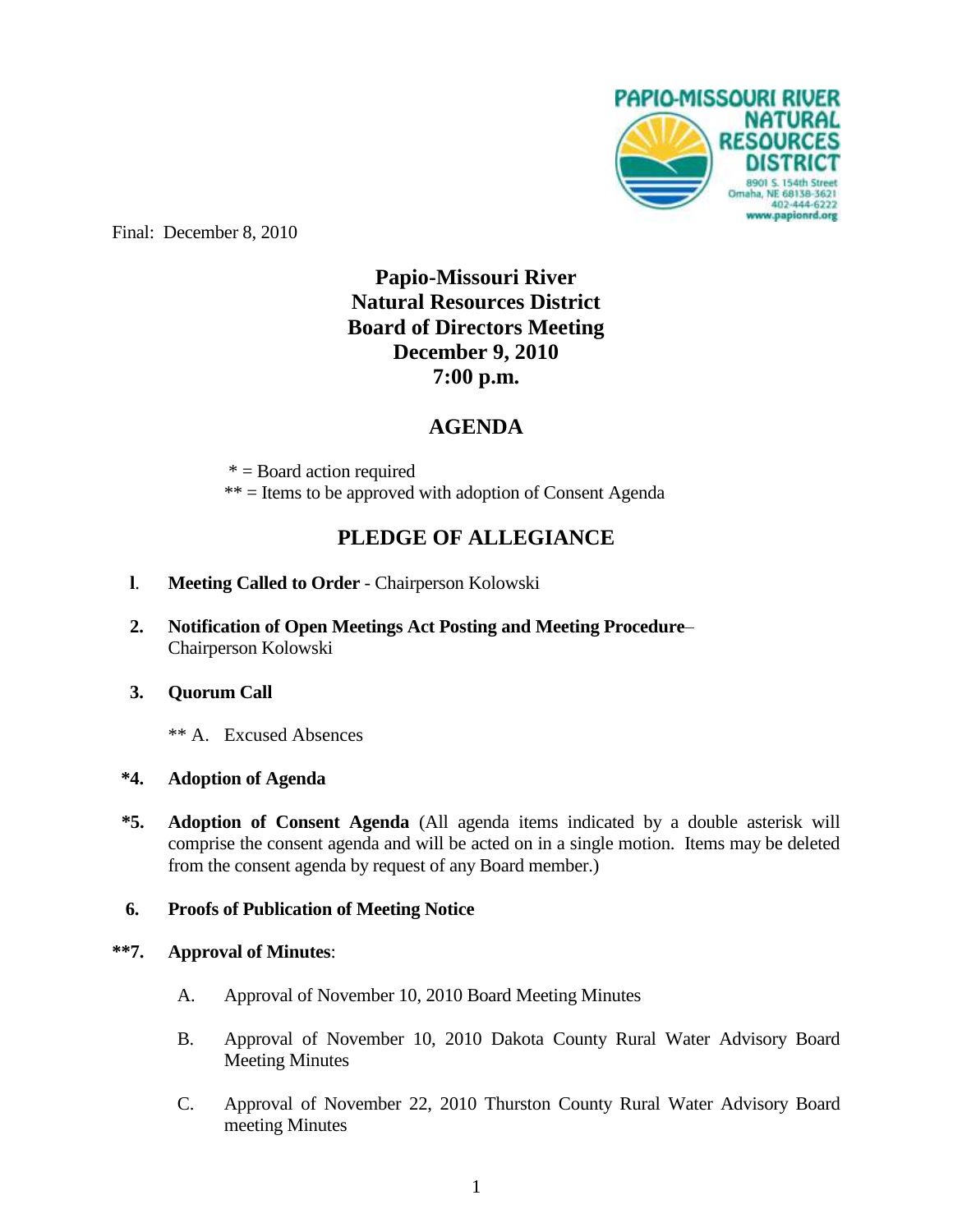PAPIO-MISSOURI RIVER NATURAL RESOURCES DISTRICT
8901 S. 154th Street
Omaha, NE 68138-3621
402-444-6222
www.papionrd.org

Final: December 8, 2010

# Papio-Missouri River Natural Resources District Board of Directors Meeting December 9, 2010 7:00 p.m.

## AGENDA

\* = Board action required
** = Items to be approved with adoption of Consent Agenda

## PLEDGE OF ALLEGIANCE

**1. Meeting Called to Order** - Chairperson Kolowski

**2. Notification of Open Meetings Act Posting and Meeting Procedure**– Chairperson Kolowski

**3. Quorum Call**

** A. Excused Absences

**\*4. Adoption of Agenda**

**\*5. Adoption of Consent Agenda** (All agenda items indicated by a double asterisk will comprise the consent agenda and will be acted on in a single motion. Items may be deleted from the consent agenda by request of any Board member.)

**6. Proofs of Publication of Meeting Notice**

****7. Approval of Minutes**:

A. Approval of November 10, 2010 Board Meeting Minutes

B. Approval of November 10, 2010 Dakota County Rural Water Advisory Board Meeting Minutes

C. Approval of November 22, 2010 Thurston County Rural Water Advisory Board meeting Minutes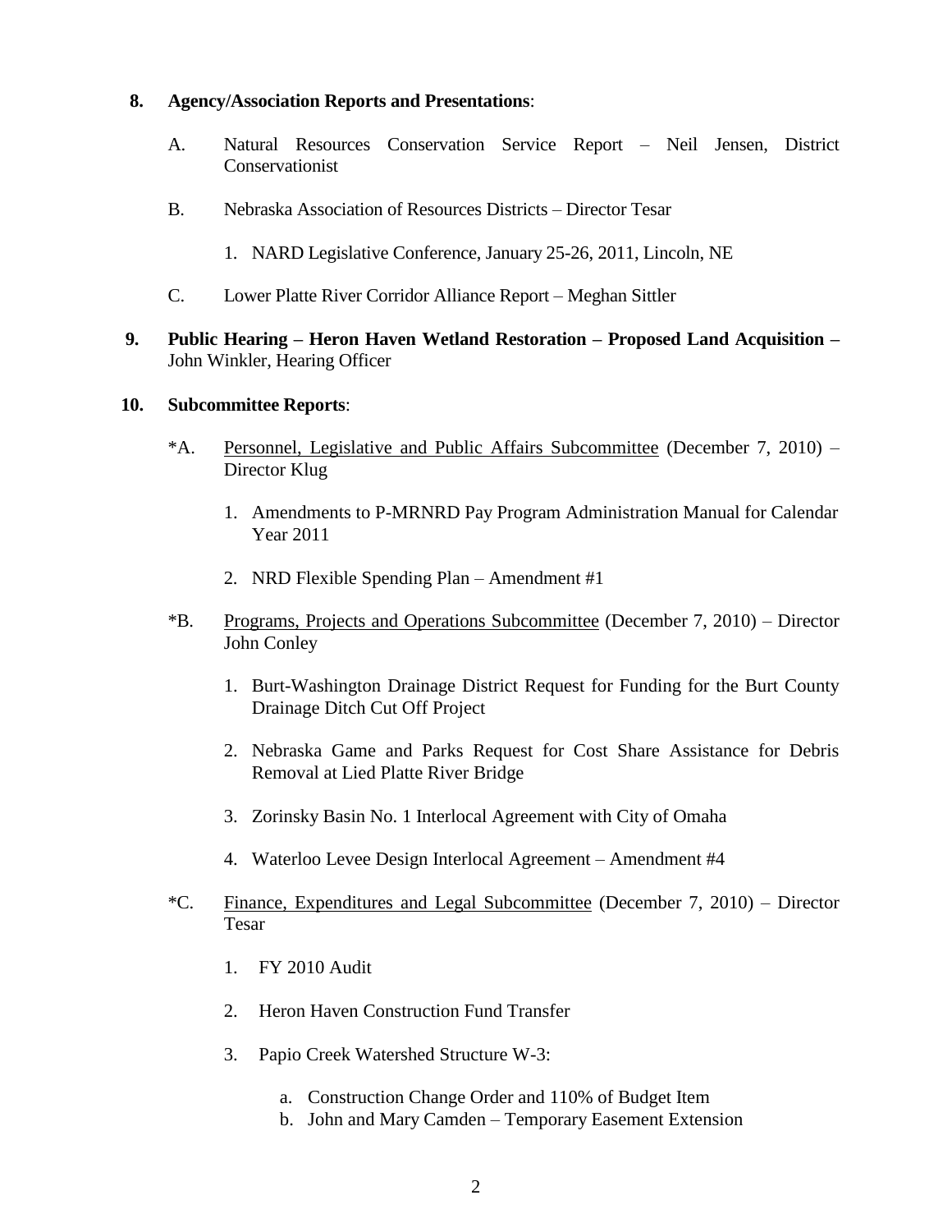**8. Agency/Association Reports and Presentations**:

A. Natural Resources Conservation Service Report – Neil Jensen, District Conservationist

B. Nebraska Association of Resources Districts – Director Tesar

1. NARD Legislative Conference, January 25-26, 2011, Lincoln, NE

C. Lower Platte River Corridor Alliance Report – Meghan Sittler

**9. Public Hearing – Heron Haven Wetland Restoration – Proposed Land Acquisition –** John Winkler, Hearing Officer

**10. Subcommittee Reports**:

*A. <u>Personnel, Legislative and Public Affairs Subcommittee</u> (December 7, 2010) – Director Klug

1. Amendments to P-MRNRD Pay Program Administration Manual for Calendar Year 2011
2. NRD Flexible Spending Plan – Amendment #1

*B. <u>Programs, Projects and Operations Subcommittee</u> (December 7, 2010) – Director John Conley

1. Burt-Washington Drainage District Request for Funding for the Burt County Drainage Ditch Cut Off Project
2. Nebraska Game and Parks Request for Cost Share Assistance for Debris Removal at Lied Platte River Bridge
3. Zorinsky Basin No. 1 Interlocal Agreement with City of Omaha
4. Waterloo Levee Design Interlocal Agreement – Amendment #4

*C. <u>Finance, Expenditures and Legal Subcommittee</u> (December 7, 2010) – Director Tesar

1. FY 2010 Audit
2. Heron Haven Construction Fund Transfer
3. Papio Creek Watershed Structure W-3:
   a. Construction Change Order and 110% of Budget Item
   b. John and Mary Camden – Temporary Easement Extension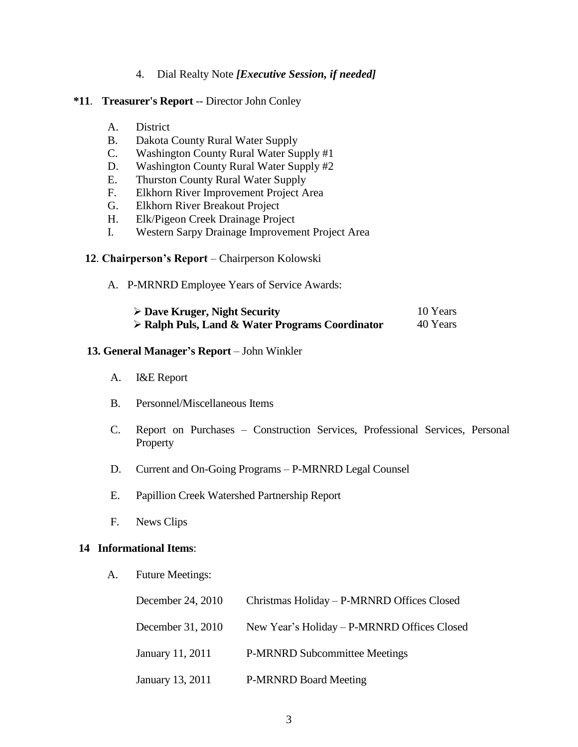4. Dial Realty Note ***[Executive Session, if needed]***

**\*11**. **Treasurer's Report** -- Director John Conley

A. District
B. Dakota County Rural Water Supply
C. Washington County Rural Water Supply #1
D. Washington County Rural Water Supply #2
E. Thurston County Rural Water Supply
F. Elkhorn River Improvement Project Area
G. Elkhorn River Breakout Project
H. Elk/Pigeon Creek Drainage Project
I. Western Sarpy Drainage Improvement Project Area

**12**. **Chairperson's Report** – Chairperson Kolowski

A. P-MRNRD Employee Years of Service Awards:

| | |
|---|---|
| ➢ **Dave Kruger, Night Security** | 10 Years |
| ➢ **Ralph Puls, Land & Water Programs Coordinator** | 40 Years |

**13. General Manager's Report** – John Winkler

A. I&E Report

B. Personnel/Miscellaneous Items

C. Report on Purchases – Construction Services, Professional Services, Personal Property

D. Current and On-Going Programs – P-MRNRD Legal Counsel

E. Papillion Creek Watershed Partnership Report

F. News Clips

**14 Informational Items**:

A. Future Meetings:

| | |
|---|---|
| December 24, 2010 | Christmas Holiday – P-MRNRD Offices Closed |
| December 31, 2010 | New Year's Holiday – P-MRNRD Offices Closed |
| January 11, 2011 | P-MRNRD Subcommittee Meetings |
| January 13, 2011 | P-MRNRD Board Meeting |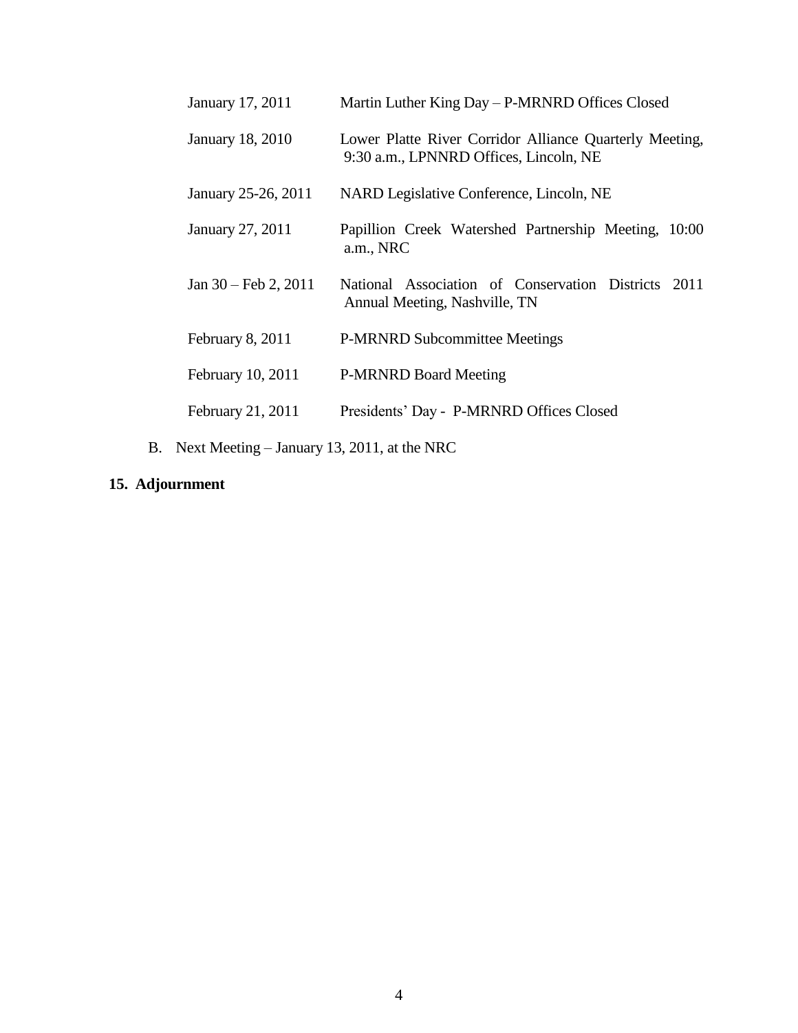| | |
|---|---|
| January 17, 2011 | Martin Luther King Day – P-MRNRD Offices Closed |
| January 18, 2010 | Lower Platte River Corridor Alliance Quarterly Meeting, 9:30 a.m., LPNNRD Offices, Lincoln, NE |
| January 25-26, 2011 | NARD Legislative Conference, Lincoln, NE |
| January 27, 2011 | Papillion Creek Watershed Partnership Meeting, 10:00 a.m., NRC |
| Jan 30 – Feb 2, 2011 | National Association of Conservation Districts 2011 Annual Meeting, Nashville, TN |
| February 8, 2011 | P-MRNRD Subcommittee Meetings |
| February 10, 2011 | P-MRNRD Board Meeting |
| February 21, 2011 | Presidents' Day - P-MRNRD Offices Closed |

B. Next Meeting – January 13, 2011, at the NRC

**15. Adjournment**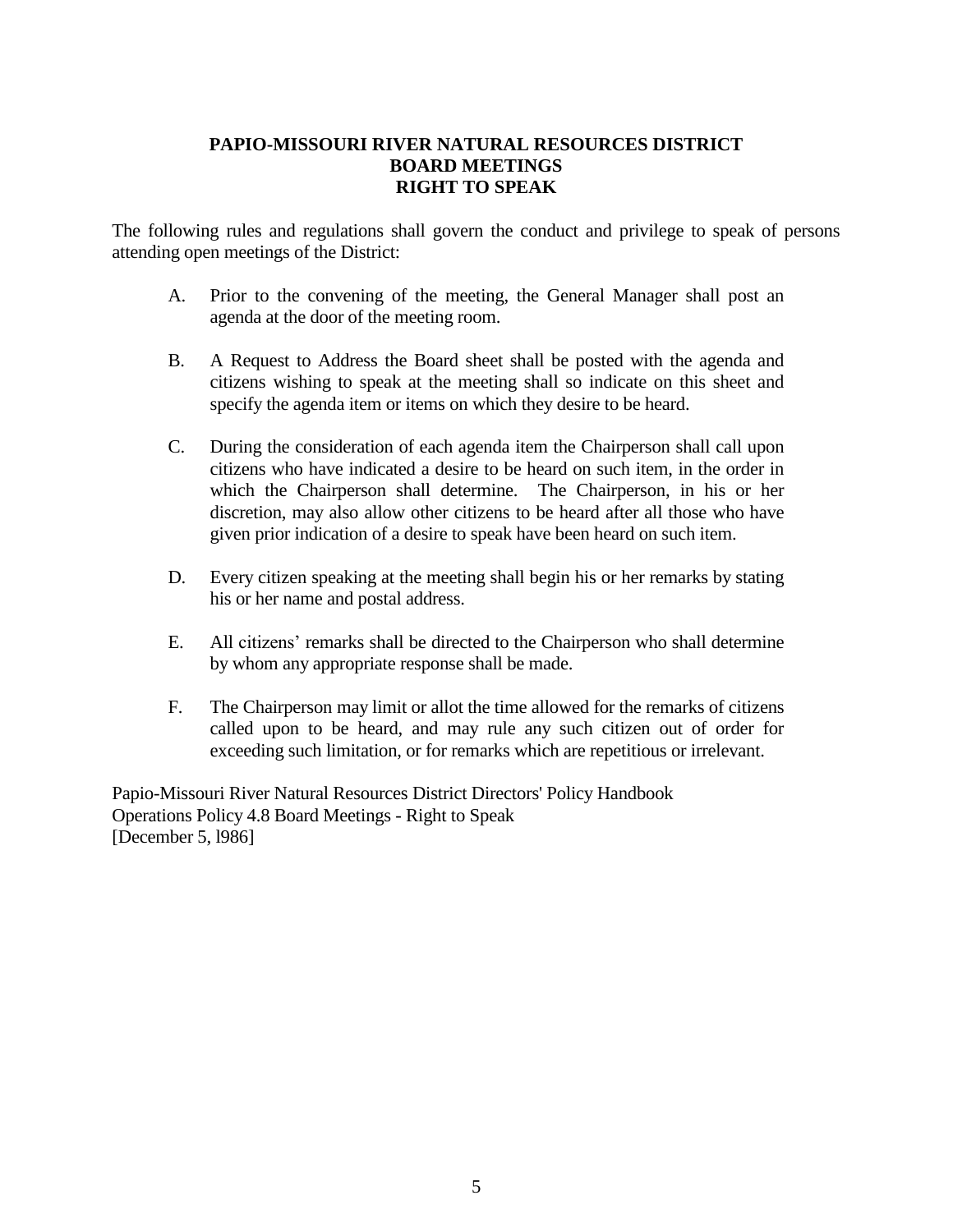**PAPIO-MISSOURI RIVER NATURAL RESOURCES DISTRICT**
**BOARD MEETINGS**
**RIGHT TO SPEAK**

The following rules and regulations shall govern the conduct and privilege to speak of persons attending open meetings of the District:

A. Prior to the convening of the meeting, the General Manager shall post an agenda at the door of the meeting room.

B. A Request to Address the Board sheet shall be posted with the agenda and citizens wishing to speak at the meeting shall so indicate on this sheet and specify the agenda item or items on which they desire to be heard.

C. During the consideration of each agenda item the Chairperson shall call upon citizens who have indicated a desire to be heard on such item, in the order in which the Chairperson shall determine. The Chairperson, in his or her discretion, may also allow other citizens to be heard after all those who have given prior indication of a desire to speak have been heard on such item.

D. Every citizen speaking at the meeting shall begin his or her remarks by stating his or her name and postal address.

E. All citizens' remarks shall be directed to the Chairperson who shall determine by whom any appropriate response shall be made.

F. The Chairperson may limit or allot the time allowed for the remarks of citizens called upon to be heard, and may rule any such citizen out of order for exceeding such limitation, or for remarks which are repetitious or irrelevant.

Papio-Missouri River Natural Resources District Directors' Policy Handbook
Operations Policy 4.8 Board Meetings - Right to Speak
[December 5, l986]